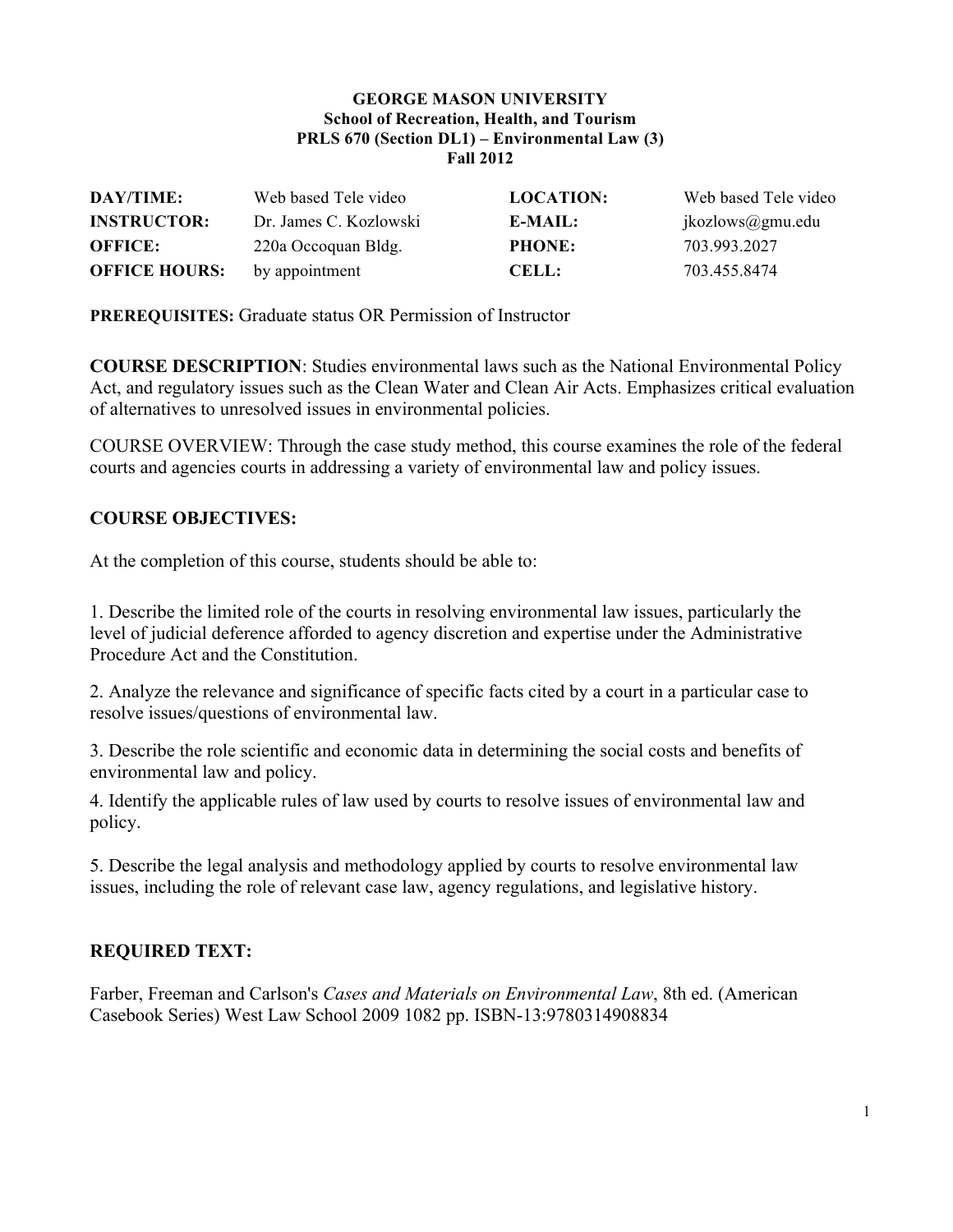**GEORGE MASON UNIVERSITY**
**School of Recreation, Health, and Tourism**
**PRLS 670 (Section DL1) – Environmental Law (3)**
**Fall 2012**

| | | | |
|---|---|---|---|
| **DAY/TIME:** | Web based Tele video | **LOCATION:** | Web based Tele video |
| **INSTRUCTOR:** | Dr. James C. Kozlowski | **E-MAIL:** | jkozlows@gmu.edu |
| **OFFICE:** | 220a Occoquan Bldg. | **PHONE:** | 703.993.2027 |
| **OFFICE HOURS:** | by appointment | **CELL:** | 703.455.8474 |

**PREREQUISITES:** Graduate status OR Permission of Instructor

**COURSE DESCRIPTION**: Studies environmental laws such as the National Environmental Policy Act, and regulatory issues such as the Clean Water and Clean Air Acts. Emphasizes critical evaluation of alternatives to unresolved issues in environmental policies.

COURSE OVERVIEW: Through the case study method, this course examines the role of the federal courts and agencies courts in addressing a variety of environmental law and policy issues.

## COURSE OBJECTIVES:

At the completion of this course, students should be able to:

1. Describe the limited role of the courts in resolving environmental law issues, particularly the level of judicial deference afforded to agency discretion and expertise under the Administrative Procedure Act and the Constitution.

2. Analyze the relevance and significance of specific facts cited by a court in a particular case to resolve issues/questions of environmental law.

3. Describe the role scientific and economic data in determining the social costs and benefits of environmental law and policy.

4. Identify the applicable rules of law used by courts to resolve issues of environmental law and policy.

5. Describe the legal analysis and methodology applied by courts to resolve environmental law issues, including the role of relevant case law, agency regulations, and legislative history.

## REQUIRED TEXT:

Farber, Freeman and Carlson's *Cases and Materials on Environmental Law*, 8th ed. (American Casebook Series) West Law School 2009 1082 pp. ISBN-13:9780314908834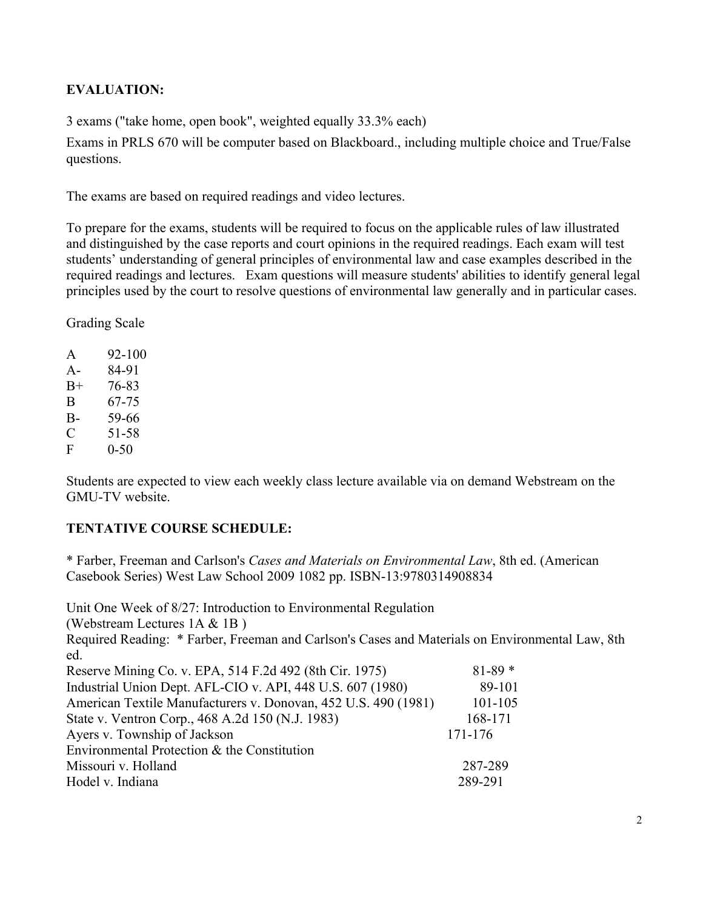**EVALUATION:**

3 exams ("take home, open book", weighted equally 33.3% each)

Exams in PRLS 670 will be computer based on Blackboard., including multiple choice and True/False questions.

The exams are based on required readings and video lectures.

To prepare for the exams, students will be required to focus on the applicable rules of law illustrated and distinguished by the case reports and court opinions in the required readings. Each exam will test students' understanding of general principles of environmental law and case examples described in the required readings and lectures. Exam questions will measure students' abilities to identify general legal principles used by the court to resolve questions of environmental law generally and in particular cases.

Grading Scale

| | |
|---|---|
| A | 92-100 |
| A- | 84-91 |
| B+ | 76-83 |
| B | 67-75 |
| B- | 59-66 |
| C | 51-58 |
| F | 0-50 |

Students are expected to view each weekly class lecture available via on demand Webstream on the GMU-TV website.

**TENTATIVE COURSE SCHEDULE:**

* Farber, Freeman and Carlson's *Cases and Materials on Environmental Law*, 8th ed. (American Casebook Series) West Law School 2009 1082 pp. ISBN-13:9780314908834

Unit One Week of 8/27: Introduction to Environmental Regulation
(Webstream Lectures 1A & 1B )
Required Reading: * Farber, Freeman and Carlson's Cases and Materials on Environmental Law, 8th ed.

| | |
|---|---|
| Reserve Mining Co. v. EPA, 514 F.2d 492 (8th Cir. 1975) | 81-89 * |
| Industrial Union Dept. AFL-CIO v. API, 448 U.S. 607 (1980) | 89-101 |
| American Textile Manufacturers v. Donovan, 452 U.S. 490 (1981) | 101-105 |
| State v. Ventron Corp., 468 A.2d 150 (N.J. 1983) | 168-171 |
| Ayers v. Township of Jackson | 171-176 |
| Environmental Protection & the Constitution | |
| Missouri v. Holland | 287-289 |
| Hodel v. Indiana | 289-291 |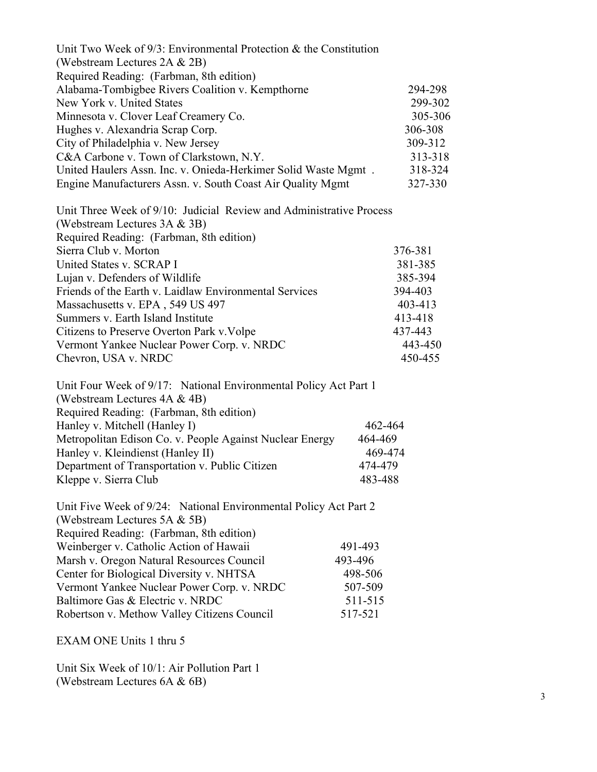Unit Two Week of 9/3: Environmental Protection & the Constitution
(Webstream Lectures 2A & 2B)
Required Reading: (Farbman, 8th edition)

| | |
|---|---|
| Alabama-Tombigbee Rivers Coalition v. Kempthorne | 294-298 |
| New York v. United States | 299-302 |
| Minnesota v. Clover Leaf Creamery Co. | 305-306 |
| Hughes v. Alexandria Scrap Corp. | 306-308 |
| City of Philadelphia v. New Jersey | 309-312 |
| C&A Carbone v. Town of Clarkstown, N.Y. | 313-318 |
| United Haulers Assn. Inc. v. Onieda-Herkimer Solid Waste Mgmt . | 318-324 |
| Engine Manufacturers Assn. v. South Coast Air Quality Mgmt | 327-330 |

Unit Three Week of 9/10: Judicial Review and Administrative Process
(Webstream Lectures 3A & 3B)
Required Reading: (Farbman, 8th edition)

| | |
|---|---|
| Sierra Club v. Morton | 376-381 |
| United States v. SCRAP I | 381-385 |
| Lujan v. Defenders of Wildlife | 385-394 |
| Friends of the Earth v. Laidlaw Environmental Services | 394-403 |
| Massachusetts v. EPA , 549 US 497 | 403-413 |
| Summers v. Earth Island Institute | 413-418 |
| Citizens to Preserve Overton Park v.Volpe | 437-443 |
| Vermont Yankee Nuclear Power Corp. v. NRDC | 443-450 |
| Chevron, USA v. NRDC | 450-455 |

Unit Four Week of 9/17: National Environmental Policy Act Part 1
(Webstream Lectures 4A & 4B)
Required Reading: (Farbman, 8th edition)

| | |
|---|---|
| Hanley v. Mitchell (Hanley I) | 462-464 |
| Metropolitan Edison Co. v. People Against Nuclear Energy | 464-469 |
| Hanley v. Kleindienst (Hanley II) | 469-474 |
| Department of Transportation v. Public Citizen | 474-479 |
| Kleppe v. Sierra Club | 483-488 |

Unit Five Week of 9/24: National Environmental Policy Act Part 2
(Webstream Lectures 5A & 5B)
Required Reading: (Farbman, 8th edition)

| | |
|---|---|
| Weinberger v. Catholic Action of Hawaii | 491-493 |
| Marsh v. Oregon Natural Resources Council | 493-496 |
| Center for Biological Diversity v. NHTSA | 498-506 |
| Vermont Yankee Nuclear Power Corp. v. NRDC | 507-509 |
| Baltimore Gas & Electric v. NRDC | 511-515 |
| Robertson v. Methow Valley Citizens Council | 517-521 |

EXAM ONE Units 1 thru 5

Unit Six Week of 10/1: Air Pollution Part 1
(Webstream Lectures 6A & 6B)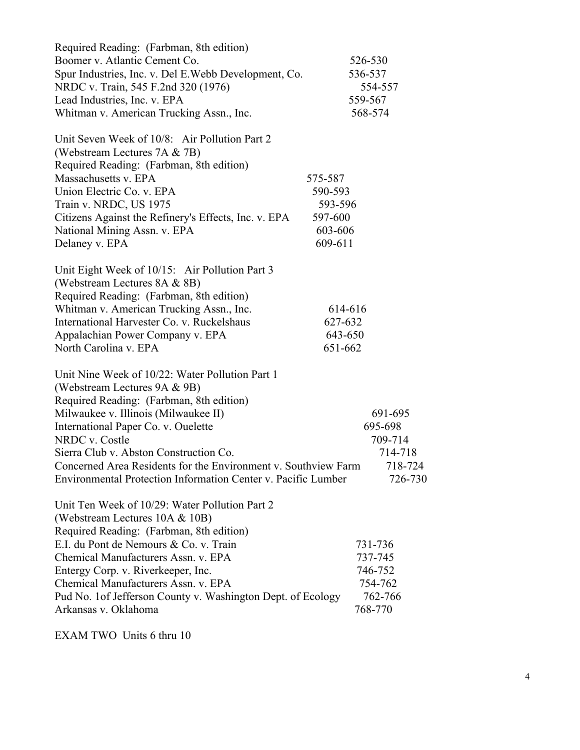Required Reading: (Farbman, 8th edition)

| | |
|---|---|
| Boomer v. Atlantic Cement Co. | 526-530 |
| Spur Industries, Inc. v. Del E.Webb Development, Co. | 536-537 |
| NRDC v. Train, 545 F.2nd 320 (1976) | 554-557 |
| Lead Industries, Inc. v. EPA | 559-567 |
| Whitman v. American Trucking Assn., Inc. | 568-574 |

Unit Seven Week of 10/8: Air Pollution Part 2
(Webstream Lectures 7A & 7B)
Required Reading: (Farbman, 8th edition)

| | |
|---|---|
| Massachusetts v. EPA | 575-587 |
| Union Electric Co. v. EPA | 590-593 |
| Train v. NRDC, US 1975 | 593-596 |
| Citizens Against the Refinery's Effects, Inc. v. EPA | 597-600 |
| National Mining Assn. v. EPA | 603-606 |
| Delaney v. EPA | 609-611 |

Unit Eight Week of 10/15: Air Pollution Part 3
(Webstream Lectures 8A & 8B)
Required Reading: (Farbman, 8th edition)

| | |
|---|---|
| Whitman v. American Trucking Assn., Inc. | 614-616 |
| International Harvester Co. v. Ruckelshaus | 627-632 |
| Appalachian Power Company v. EPA | 643-650 |
| North Carolina v. EPA | 651-662 |

Unit Nine Week of 10/22: Water Pollution Part 1
(Webstream Lectures 9A & 9B)
Required Reading: (Farbman, 8th edition)

| | |
|---|---|
| Milwaukee v. Illinois (Milwaukee II) | 691-695 |
| International Paper Co. v. Ouelette | 695-698 |
| NRDC v. Costle | 709-714 |
| Sierra Club v. Abston Construction Co. | 714-718 |
| Concerned Area Residents for the Environment v. Southview Farm | 718-724 |
| Environmental Protection Information Center v. Pacific Lumber | 726-730 |

Unit Ten Week of 10/29: Water Pollution Part 2
(Webstream Lectures 10A & 10B)
Required Reading: (Farbman, 8th edition)

| | |
|---|---|
| E.I. du Pont de Nemours & Co. v. Train | 731-736 |
| Chemical Manufacturers Assn. v. EPA | 737-745 |
| Entergy Corp. v. Riverkeeper, Inc. | 746-752 |
| Chemical Manufacturers Assn. v. EPA | 754-762 |
| Pud No. 1of Jefferson County v. Washington Dept. of Ecology | 762-766 |
| Arkansas v. Oklahoma | 768-770 |

EXAM TWO Units 6 thru 10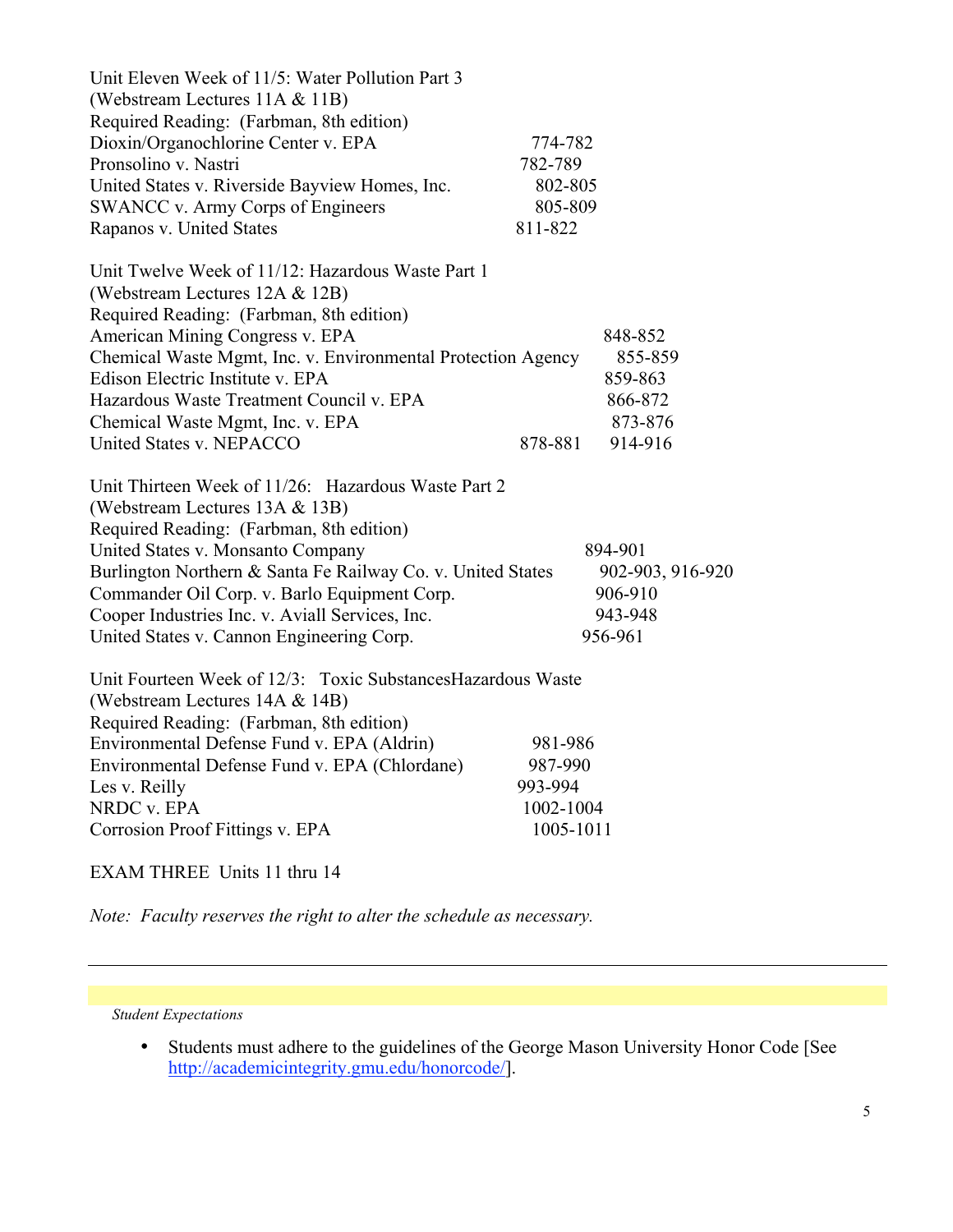Unit Eleven Week of 11/5: Water Pollution Part 3
(Webstream Lectures 11A & 11B)
Required Reading: (Farbman, 8th edition)

| Case | Pages |
|---|---|
| Dioxin/Organochlorine Center v. EPA | 774-782 |
| Pronsolino v. Nastri | 782-789 |
| United States v. Riverside Bayview Homes, Inc. | 802-805 |
| SWANCC v. Army Corps of Engineers | 805-809 |
| Rapanos v. United States | 811-822 |

Unit Twelve Week of 11/12: Hazardous Waste Part 1
(Webstream Lectures 12A & 12B)
Required Reading: (Farbman, 8th edition)

| Case | Pages |
|---|---|
| American Mining Congress v. EPA | 848-852 |
| Chemical Waste Mgmt, Inc. v. Environmental Protection Agency | 855-859 |
| Edison Electric Institute v. EPA | 859-863 |
| Hazardous Waste Treatment Council v. EPA | 866-872 |
| Chemical Waste Mgmt, Inc. v. EPA | 873-876 |
| United States v. NEPACCO | 878-881 914-916 |

Unit Thirteen Week of 11/26: Hazardous Waste Part 2
(Webstream Lectures 13A & 13B)
Required Reading: (Farbman, 8th edition)

| Case | Pages |
|---|---|
| United States v. Monsanto Company | 894-901 |
| Burlington Northern & Santa Fe Railway Co. v. United States | 902-903, 916-920 |
| Commander Oil Corp. v. Barlo Equipment Corp. | 906-910 |
| Cooper Industries Inc. v. Aviall Services, Inc. | 943-948 |
| United States v. Cannon Engineering Corp. | 956-961 |

Unit Fourteen Week of 12/3: Toxic SubstancesHazardous Waste
(Webstream Lectures 14A & 14B)
Required Reading: (Farbman, 8th edition)

| Case | Pages |
|---|---|
| Environmental Defense Fund v. EPA (Aldrin) | 981-986 |
| Environmental Defense Fund v. EPA (Chlordane) | 987-990 |
| Les v. Reilly | 993-994 |
| NRDC v. EPA | 1002-1004 |
| Corrosion Proof Fittings v. EPA | 1005-1011 |

EXAM THREE Units 11 thru 14

*Note: Faculty reserves the right to alter the schedule as necessary.*

---

*Student Expectations*

- Students must adhere to the guidelines of the George Mason University Honor Code [See http://academicintegrity.gmu.edu/honorcode/].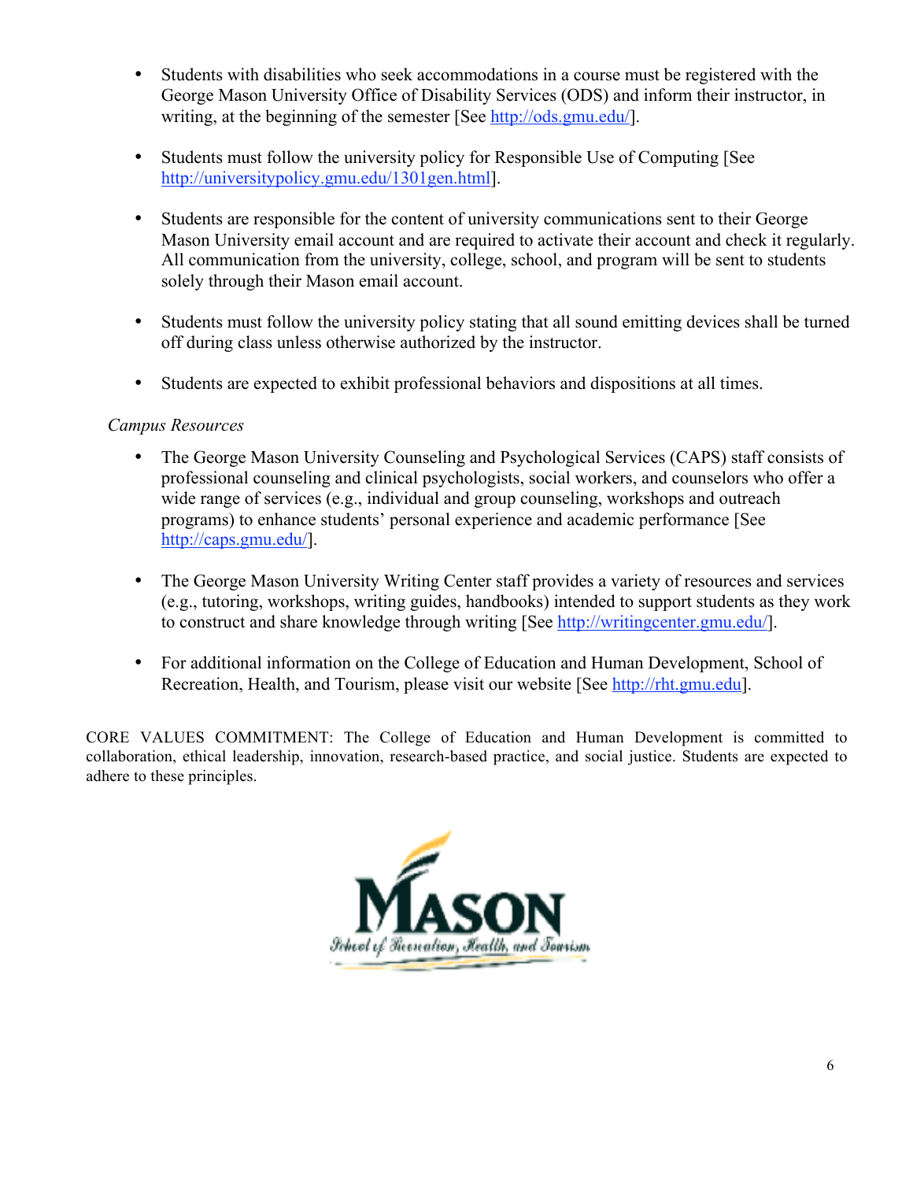- Students with disabilities who seek accommodations in a course must be registered with the George Mason University Office of Disability Services (ODS) and inform their instructor, in writing, at the beginning of the semester [See http://ods.gmu.edu/].

- Students must follow the university policy for Responsible Use of Computing [See http://universitypolicy.gmu.edu/1301gen.html].

- Students are responsible for the content of university communications sent to their George Mason University email account and are required to activate their account and check it regularly. All communication from the university, college, school, and program will be sent to students solely through their Mason email account.

- Students must follow the university policy stating that all sound emitting devices shall be turned off during class unless otherwise authorized by the instructor.

- Students are expected to exhibit professional behaviors and dispositions at all times.

*Campus Resources*

- The George Mason University Counseling and Psychological Services (CAPS) staff consists of professional counseling and clinical psychologists, social workers, and counselors who offer a wide range of services (e.g., individual and group counseling, workshops and outreach programs) to enhance students' personal experience and academic performance [See http://caps.gmu.edu/].

- The George Mason University Writing Center staff provides a variety of resources and services (e.g., tutoring, workshops, writing guides, handbooks) intended to support students as they work to construct and share knowledge through writing [See http://writingcenter.gmu.edu/].

- For additional information on the College of Education and Human Development, School of Recreation, Health, and Tourism, please visit our website [See http://rht.gmu.edu].

CORE VALUES COMMITMENT: The College of Education and Human Development is committed to collaboration, ethical leadership, innovation, research-based practice, and social justice. Students are expected to adhere to these principles.

MASON

School of Recreation, Health, and Tourism